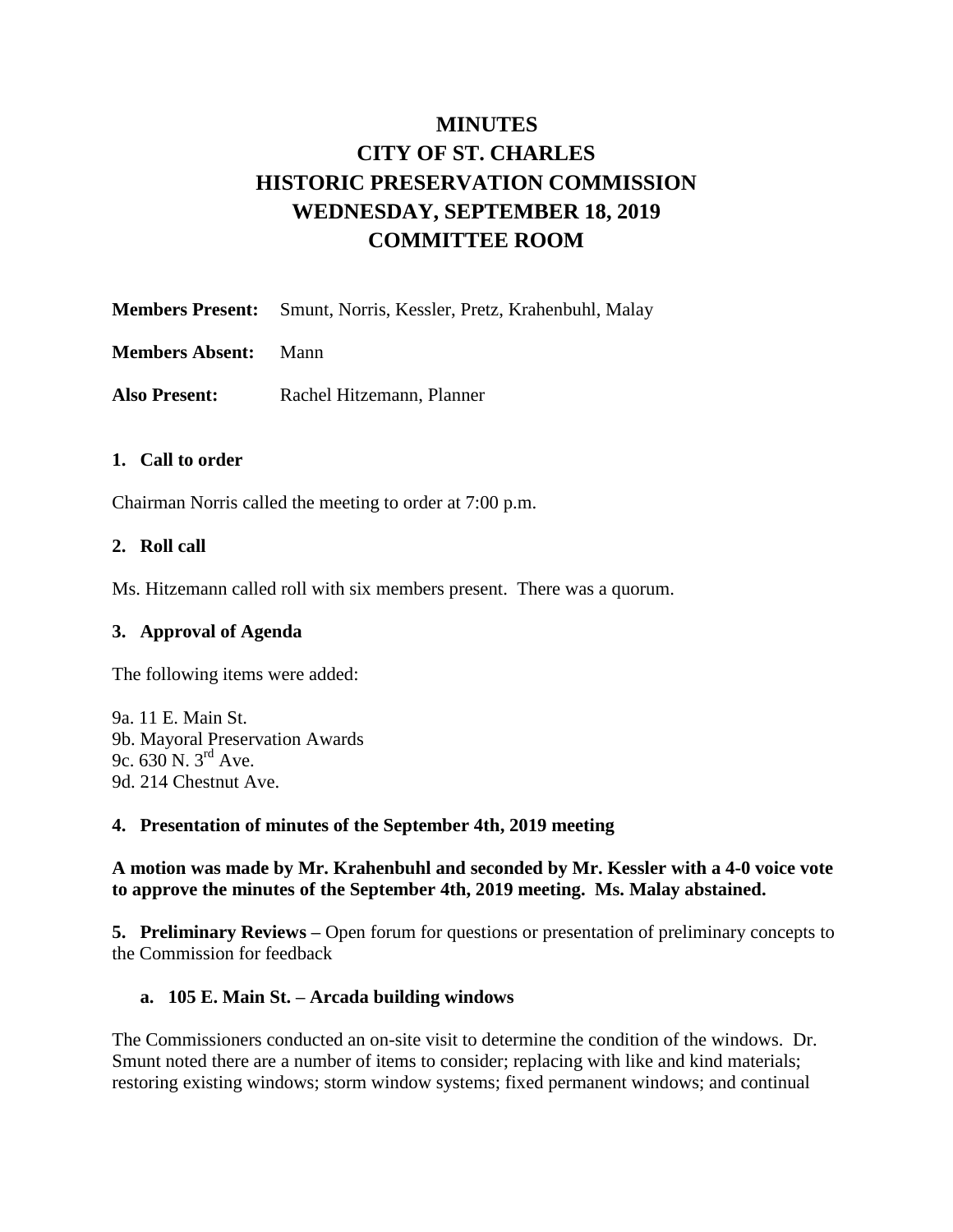# MINUTES
# CITY OF ST. CHARLES
# HISTORIC PRESERVATION COMMISSION
# WEDNESDAY, SEPTEMBER 18, 2019
# COMMITTEE ROOM

**Members Present:** Smunt, Norris, Kessler, Pretz, Krahenbuhl, Malay

**Members Absent:** Mann

**Also Present:** Rachel Hitzemann, Planner

### 1. Call to order

Chairman Norris called the meeting to order at 7:00 p.m.

### 2. Roll call

Ms. Hitzemann called roll with six members present. There was a quorum.

### 3. Approval of Agenda

The following items were added:

9a. 11 E. Main St.
9b. Mayoral Preservation Awards
9c. 630 N. 3rd Ave.
9d. 214 Chestnut Ave.

### 4. Presentation of minutes of the September 4th, 2019 meeting

**A motion was made by Mr. Krahenbuhl and seconded by Mr. Kessler with a 4-0 voice vote to approve the minutes of the September 4th, 2019 meeting. Ms. Malay abstained.**

**5. Preliminary Reviews –** Open forum for questions or presentation of preliminary concepts to the Commission for feedback

#### a. 105 E. Main St. – Arcada building windows

The Commissioners conducted an on-site visit to determine the condition of the windows. Dr. Smunt noted there are a number of items to consider; replacing with like and kind materials; restoring existing windows; storm window systems; fixed permanent windows; and continual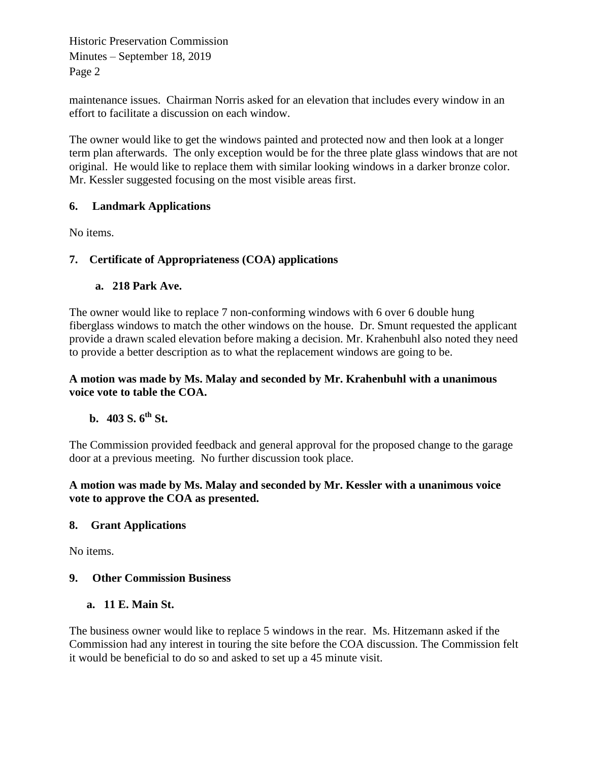maintenance issues. Chairman Norris asked for an elevation that includes every window in an effort to facilitate a discussion on each window.

The owner would like to get the windows painted and protected now and then look at a longer term plan afterwards. The only exception would be for the three plate glass windows that are not original. He would like to replace them with similar looking windows in a darker bronze color. Mr. Kessler suggested focusing on the most visible areas first.

## 6. Landmark Applications

No items.

## 7. Certificate of Appropriateness (COA) applications

### a. 218 Park Ave.

The owner would like to replace 7 non-conforming windows with 6 over 6 double hung fiberglass windows to match the other windows on the house. Dr. Smunt requested the applicant provide a drawn scaled elevation before making a decision. Mr. Krahenbuhl also noted they need to provide a better description as to what the replacement windows are going to be.

**A motion was made by Ms. Malay and seconded by Mr. Krahenbuhl with a unanimous voice vote to table the COA.**

### b. 403 S. 6th St.

The Commission provided feedback and general approval for the proposed change to the garage door at a previous meeting. No further discussion took place.

**A motion was made by Ms. Malay and seconded by Mr. Kessler with a unanimous voice vote to approve the COA as presented.**

## 8. Grant Applications

No items.

## 9. Other Commission Business

### a. 11 E. Main St.

The business owner would like to replace 5 windows in the rear. Ms. Hitzemann asked if the Commission had any interest in touring the site before the COA discussion. The Commission felt it would be beneficial to do so and asked to set up a 45 minute visit.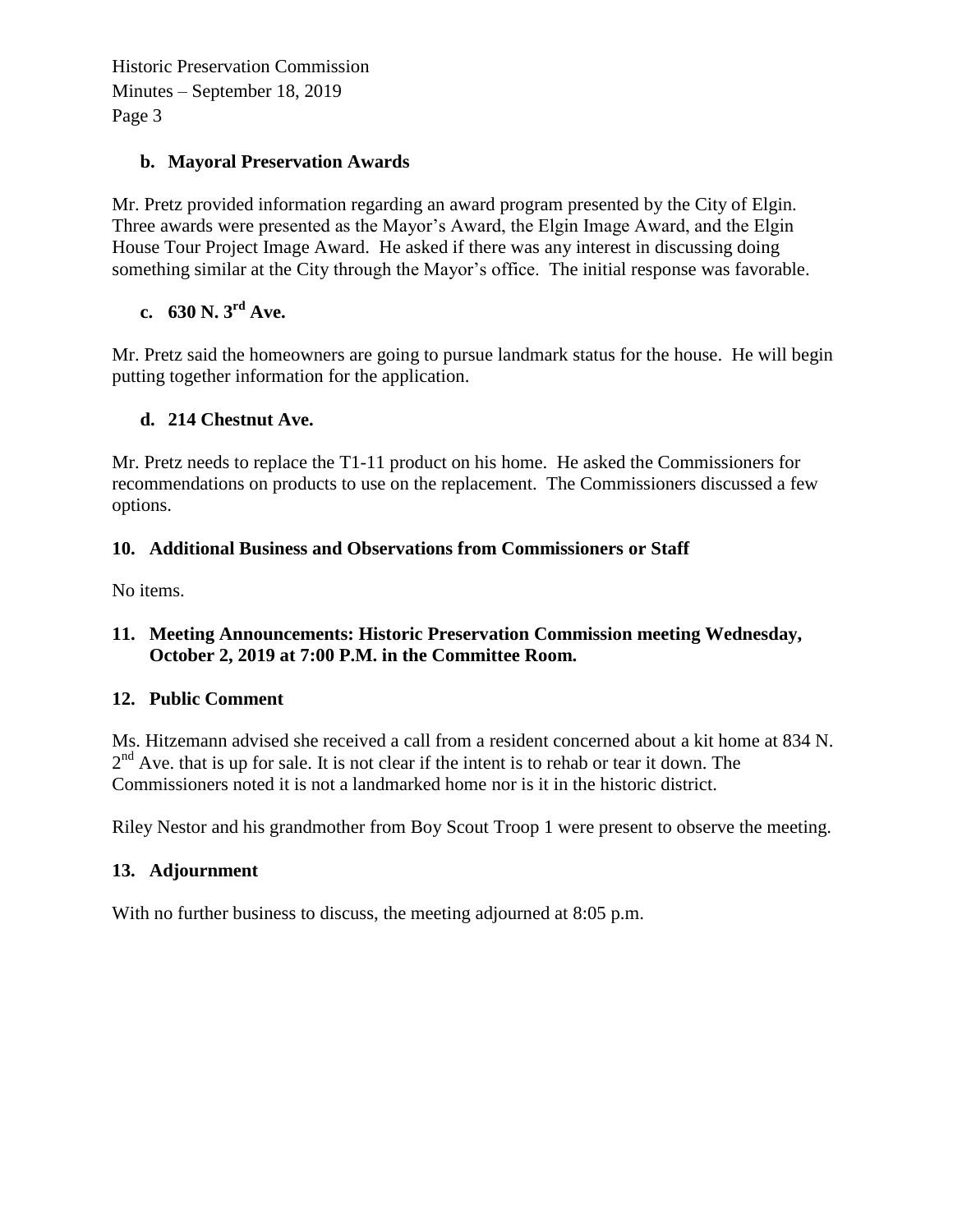**b. Mayoral Preservation Awards**

Mr. Pretz provided information regarding an award program presented by the City of Elgin. Three awards were presented as the Mayor's Award, the Elgin Image Award, and the Elgin House Tour Project Image Award. He asked if there was any interest in discussing doing something similar at the City through the Mayor's office. The initial response was favorable.

**c. 630 N. 3rd Ave.**

Mr. Pretz said the homeowners are going to pursue landmark status for the house. He will begin putting together information for the application.

**d. 214 Chestnut Ave.**

Mr. Pretz needs to replace the T1-11 product on his home. He asked the Commissioners for recommendations on products to use on the replacement. The Commissioners discussed a few options.

**10. Additional Business and Observations from Commissioners or Staff**

No items.

**11. Meeting Announcements: Historic Preservation Commission meeting Wednesday, October 2, 2019 at 7:00 P.M. in the Committee Room.**

**12. Public Comment**

Ms. Hitzemann advised she received a call from a resident concerned about a kit home at 834 N. 2nd Ave. that is up for sale. It is not clear if the intent is to rehab or tear it down. The Commissioners noted it is not a landmarked home nor is it in the historic district.

Riley Nestor and his grandmother from Boy Scout Troop 1 were present to observe the meeting.

**13. Adjournment**

With no further business to discuss, the meeting adjourned at 8:05 p.m.